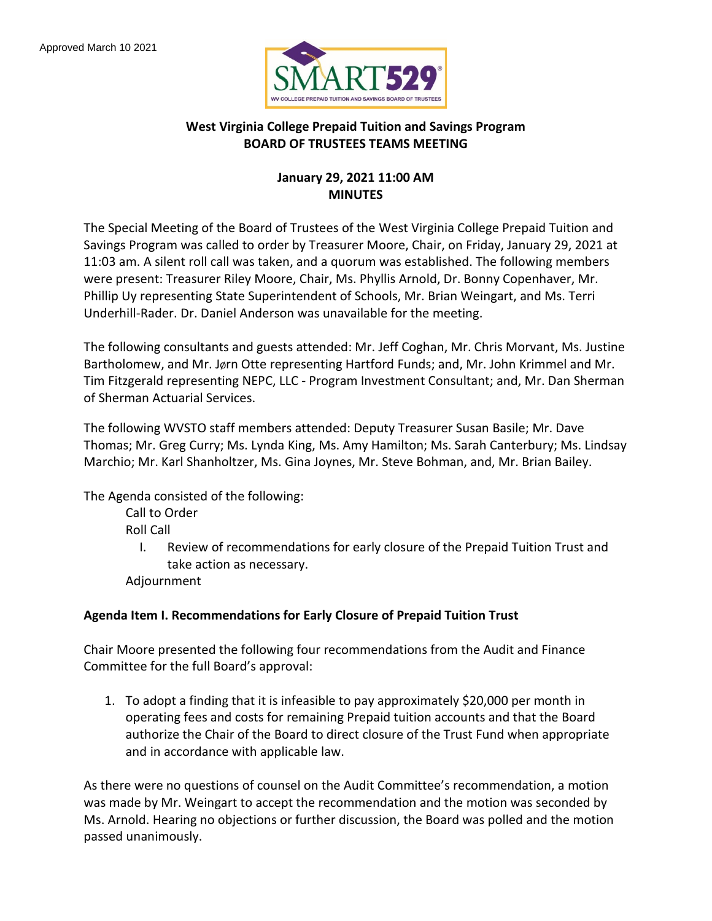Approved March 10 2021

SMART529 WV COLLEGE PREPAID TUITION AND SAVINGS BOARD OF TRUSTEES

**West Virginia College Prepaid Tuition and Savings Program**
**BOARD OF TRUSTEES TEAMS MEETING**

**January 29, 2021 11:00 AM**
**MINUTES**

The Special Meeting of the Board of Trustees of the West Virginia College Prepaid Tuition and Savings Program was called to order by Treasurer Moore, Chair, on Friday, January 29, 2021 at 11:03 am. A silent roll call was taken, and a quorum was established. The following members were present: Treasurer Riley Moore, Chair, Ms. Phyllis Arnold, Dr. Bonny Copenhaver, Mr. Phillip Uy representing State Superintendent of Schools, Mr. Brian Weingart, and Ms. Terri Underhill-Rader. Dr. Daniel Anderson was unavailable for the meeting.

The following consultants and guests attended: Mr. Jeff Coghan, Mr. Chris Morvant, Ms. Justine Bartholomew, and Mr. Jørn Otte representing Hartford Funds; and, Mr. John Krimmel and Mr. Tim Fitzgerald representing NEPC, LLC - Program Investment Consultant; and, Mr. Dan Sherman of Sherman Actuarial Services.

The following WVSTO staff members attended: Deputy Treasurer Susan Basile; Mr. Dave Thomas; Mr. Greg Curry; Ms. Lynda King, Ms. Amy Hamilton; Ms. Sarah Canterbury; Ms. Lindsay Marchio; Mr. Karl Shanholtzer, Ms. Gina Joynes, Mr. Steve Bohman, and, Mr. Brian Bailey.

The Agenda consisted of the following:

Call to Order
Roll Call

I. Review of recommendations for early closure of the Prepaid Tuition Trust and take action as necessary.

Adjournment

**Agenda Item I. Recommendations for Early Closure of Prepaid Tuition Trust**

Chair Moore presented the following four recommendations from the Audit and Finance Committee for the full Board's approval:

1. To adopt a finding that it is infeasible to pay approximately $20,000 per month in operating fees and costs for remaining Prepaid tuition accounts and that the Board authorize the Chair of the Board to direct closure of the Trust Fund when appropriate and in accordance with applicable law.

As there were no questions of counsel on the Audit Committee's recommendation, a motion was made by Mr. Weingart to accept the recommendation and the motion was seconded by Ms. Arnold. Hearing no objections or further discussion, the Board was polled and the motion passed unanimously.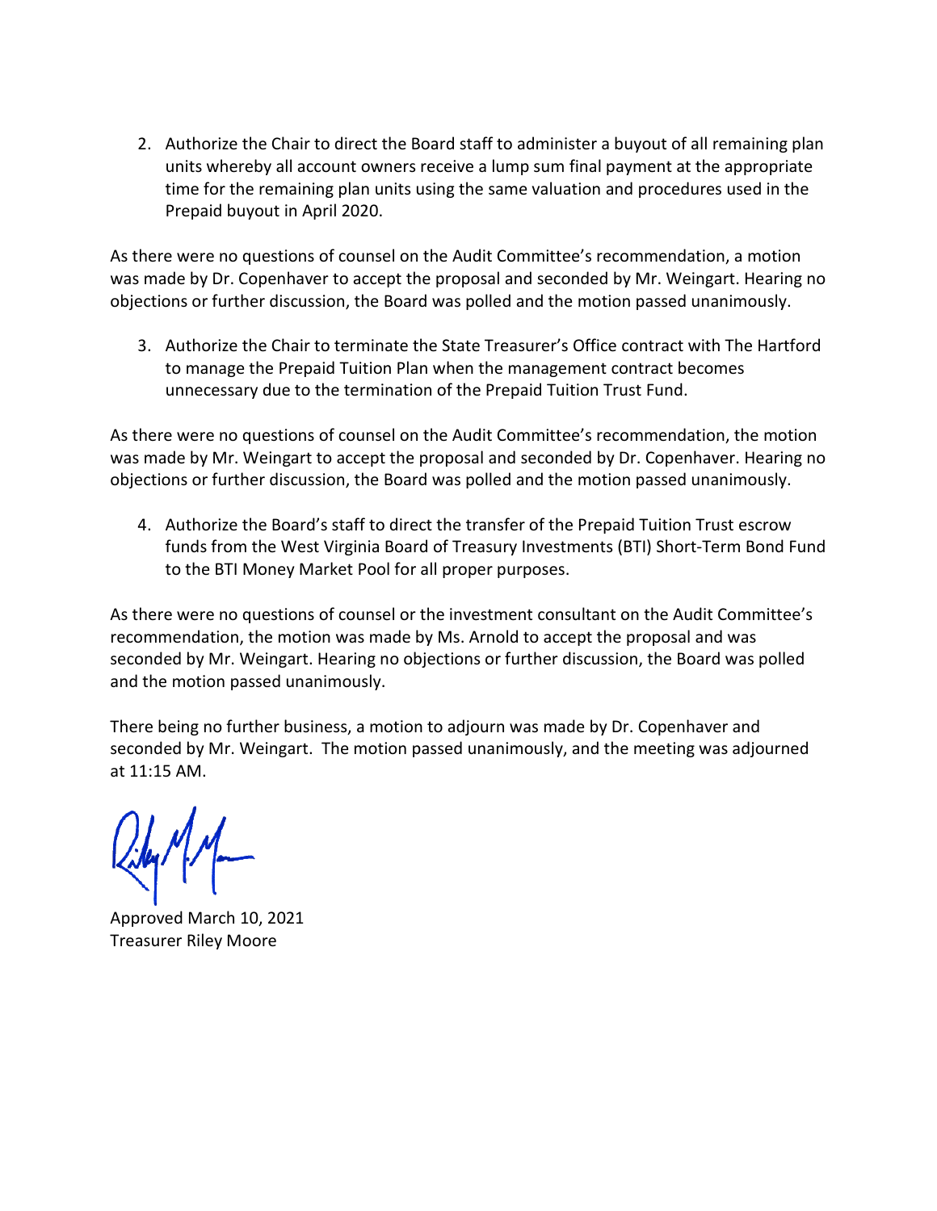2. Authorize the Chair to direct the Board staff to administer a buyout of all remaining plan units whereby all account owners receive a lump sum final payment at the appropriate time for the remaining plan units using the same valuation and procedures used in the Prepaid buyout in April 2020.

As there were no questions of counsel on the Audit Committee's recommendation, a motion was made by Dr. Copenhaver to accept the proposal and seconded by Mr. Weingart. Hearing no objections or further discussion, the Board was polled and the motion passed unanimously.

3. Authorize the Chair to terminate the State Treasurer's Office contract with The Hartford to manage the Prepaid Tuition Plan when the management contract becomes unnecessary due to the termination of the Prepaid Tuition Trust Fund.

As there were no questions of counsel on the Audit Committee's recommendation, the motion was made by Mr. Weingart to accept the proposal and seconded by Dr. Copenhaver. Hearing no objections or further discussion, the Board was polled and the motion passed unanimously.

4. Authorize the Board's staff to direct the transfer of the Prepaid Tuition Trust escrow funds from the West Virginia Board of Treasury Investments (BTI) Short-Term Bond Fund to the BTI Money Market Pool for all proper purposes.

As there were no questions of counsel or the investment consultant on the Audit Committee's recommendation, the motion was made by Ms. Arnold to accept the proposal and was seconded by Mr. Weingart. Hearing no objections or further discussion, the Board was polled and the motion passed unanimously.

There being no further business, a motion to adjourn was made by Dr. Copenhaver and seconded by Mr. Weingart. The motion passed unanimously, and the meeting was adjourned at 11:15 AM.

Approved March 10, 2021
Treasurer Riley Moore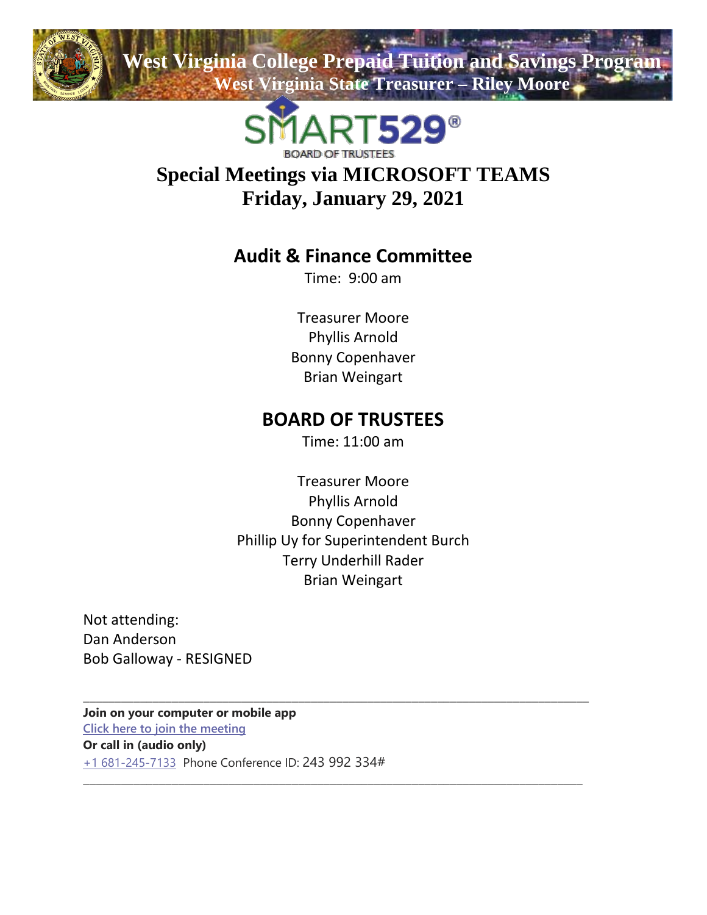# West Virginia College Prepaid Tuition and Savings Program

**West Virginia State Treasurer – Riley Moore**

SMART529®

BOARD OF TRUSTEES

# Special Meetings via MICROSOFT TEAMS
# Friday, January 29, 2021

## Audit & Finance Committee

Time: 9:00 am

Treasurer Moore
Phyllis Arnold
Bonny Copenhaver
Brian Weingart

## BOARD OF TRUSTEES

Time: 11:00 am

Treasurer Moore
Phyllis Arnold
Bonny Copenhaver
Phillip Uy for Superintendent Burch
Terry Underhill Rader
Brian Weingart

Not attending:
Dan Anderson
Bob Galloway - RESIGNED

---

**Join on your computer or mobile app**
Click here to join the meeting
**Or call in (audio only)**
+1 681-245-7133 Phone Conference ID: 243 992 334#

---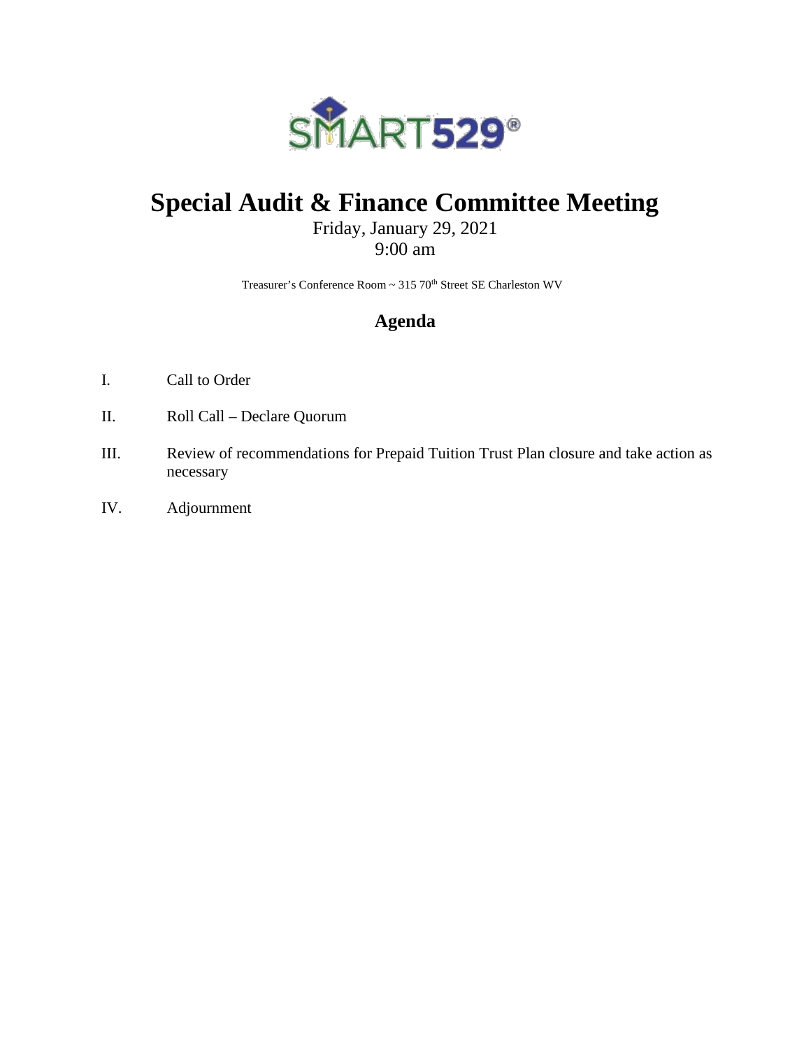# Special Audit & Finance Committee Meeting

Friday, January 29, 2021
9:00 am

Treasurer's Conference Room ~ 315 70th Street SE Charleston WV

## Agenda

I. Call to Order

II. Roll Call – Declare Quorum

III. Review of recommendations for Prepaid Tuition Trust Plan closure and take action as necessary

IV. Adjournment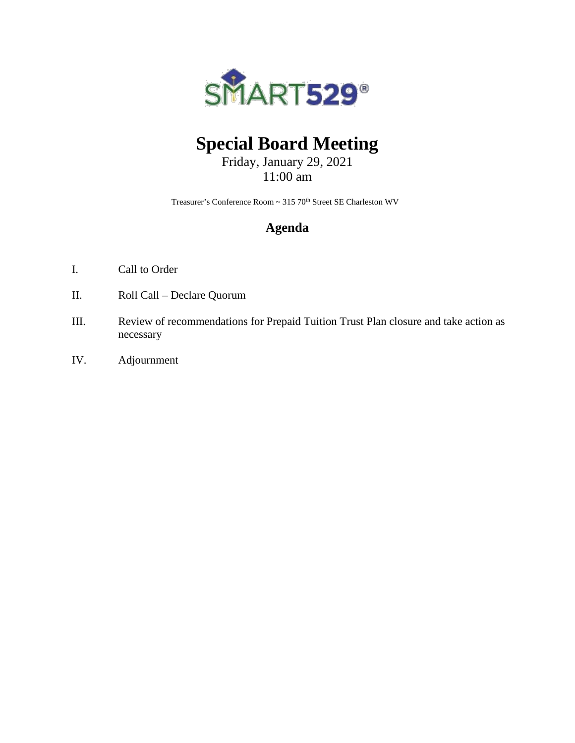# Special Board Meeting

Friday, January 29, 2021
11:00 am

Treasurer's Conference Room ~ 315 70th Street SE Charleston WV

## Agenda

I. Call to Order

II. Roll Call – Declare Quorum

III. Review of recommendations for Prepaid Tuition Trust Plan closure and take action as necessary

IV. Adjournment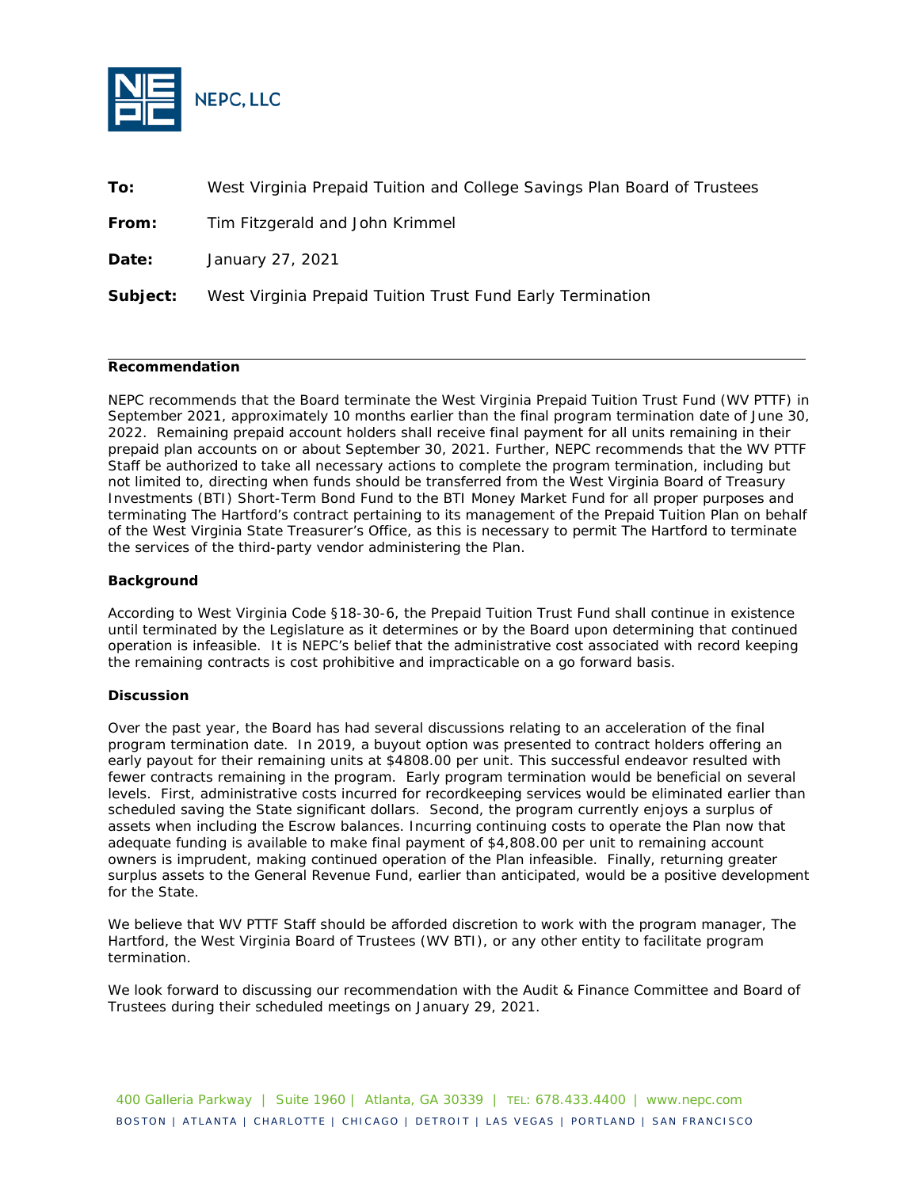NEPC, LLC

**To:** West Virginia Prepaid Tuition and College Savings Plan Board of Trustees

**From:** Tim Fitzgerald and John Krimmel

**Date:** January 27, 2021

**Subject:** West Virginia Prepaid Tuition Trust Fund Early Termination

---

**Recommendation**

NEPC recommends that the Board terminate the West Virginia Prepaid Tuition Trust Fund (WV PTTF) in September 2021, approximately 10 months earlier than the final program termination date of June 30, 2022. Remaining prepaid account holders shall receive final payment for all units remaining in their prepaid plan accounts on or about September 30, 2021. Further, NEPC recommends that the WV PTTF Staff be authorized to take all necessary actions to complete the program termination, including but not limited to, directing when funds should be transferred from the West Virginia Board of Treasury Investments (BTI) Short-Term Bond Fund to the BTI Money Market Fund for all proper purposes and terminating The Hartford's contract pertaining to its management of the Prepaid Tuition Plan on behalf of the West Virginia State Treasurer's Office, as this is necessary to permit The Hartford to terminate the services of the third-party vendor administering the Plan.

**Background**

According to West Virginia Code §18-30-6, the Prepaid Tuition Trust Fund shall continue in existence until terminated by the Legislature as it determines or by the Board upon determining that continued operation is infeasible. It is NEPC's belief that the administrative cost associated with record keeping the remaining contracts is cost prohibitive and impracticable on a go forward basis.

**Discussion**

Over the past year, the Board has had several discussions relating to an acceleration of the final program termination date. In 2019, a buyout option was presented to contract holders offering an early payout for their remaining units at $4808.00 per unit. This successful endeavor resulted with fewer contracts remaining in the program. Early program termination would be beneficial on several levels. First, administrative costs incurred for recordkeeping services would be eliminated earlier than scheduled saving the State significant dollars. Second, the program currently enjoys a surplus of assets when including the Escrow balances. Incurring continuing costs to operate the Plan now that adequate funding is available to make final payment of $4,808.00 per unit to remaining account owners is imprudent, making continued operation of the Plan infeasible. Finally, returning greater surplus assets to the General Revenue Fund, earlier than anticipated, would be a positive development for the State.

We believe that WV PTTF Staff should be afforded discretion to work with the program manager, The Hartford, the West Virginia Board of Trustees (WV BTI), or any other entity to facilitate program termination.

We look forward to discussing our recommendation with the Audit & Finance Committee and Board of Trustees during their scheduled meetings on January 29, 2021.

400 Galleria Parkway | Suite 1960 | Atlanta, GA 30339 | TEL: 678.433.4400 | www.nepc.com

BOSTON | ATLANTA | CHARLOTTE | CHICAGO | DETROIT | LAS VEGAS | PORTLAND | SAN FRANCISCO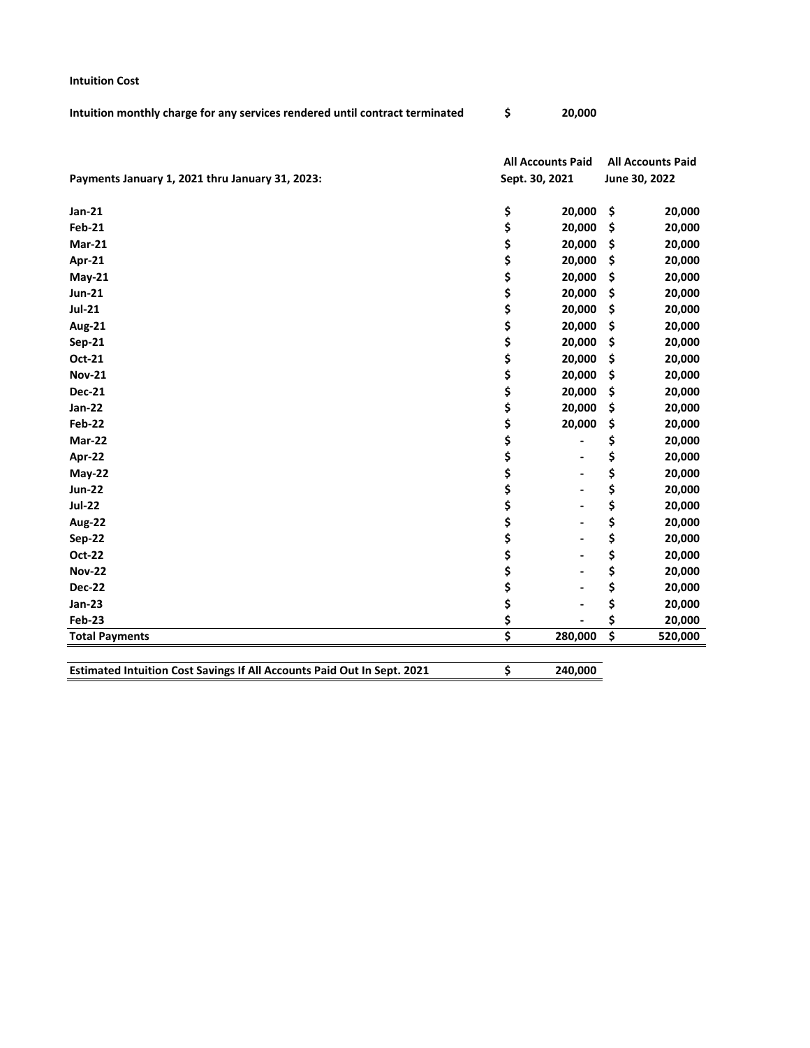**Intuition Cost**

| | |
|---|---|
| **Intuition monthly charge for any services rendered until contract terminated** | **$ 20,000** |

| **Payments January 1, 2021 thru January 31, 2023:** | **All Accounts Paid Sept. 30, 2021** | **All Accounts Paid June 30, 2022** |
|---|---|---|
| **Jan-21** | **$ 20,000** | **$ 20,000** |
| **Feb-21** | **$ 20,000** | **$ 20,000** |
| **Mar-21** | **$ 20,000** | **$ 20,000** |
| **Apr-21** | **$ 20,000** | **$ 20,000** |
| **May-21** | **$ 20,000** | **$ 20,000** |
| **Jun-21** | **$ 20,000** | **$ 20,000** |
| **Jul-21** | **$ 20,000** | **$ 20,000** |
| **Aug-21** | **$ 20,000** | **$ 20,000** |
| **Sep-21** | **$ 20,000** | **$ 20,000** |
| **Oct-21** | **$ 20,000** | **$ 20,000** |
| **Nov-21** | **$ 20,000** | **$ 20,000** |
| **Dec-21** | **$ 20,000** | **$ 20,000** |
| **Jan-22** | **$ 20,000** | **$ 20,000** |
| **Feb-22** | **$ 20,000** | **$ 20,000** |
| **Mar-22** | **$ -** | **$ 20,000** |
| **Apr-22** | **$ -** | **$ 20,000** |
| **May-22** | **$ -** | **$ 20,000** |
| **Jun-22** | **$ -** | **$ 20,000** |
| **Jul-22** | **$ -** | **$ 20,000** |
| **Aug-22** | **$ -** | **$ 20,000** |
| **Sep-22** | **$ -** | **$ 20,000** |
| **Oct-22** | **$ -** | **$ 20,000** |
| **Nov-22** | **$ -** | **$ 20,000** |
| **Dec-22** | **$ -** | **$ 20,000** |
| **Jan-23** | **$ -** | **$ 20,000** |
| **Feb-23** | **$ -** | **$ 20,000** |
| **Total Payments** | **$ 280,000** | **$ 520,000** |

| | |
|---|---|
| **Estimated Intuition Cost Savings If All Accounts Paid Out In Sept. 2021** | **$ 240,000** |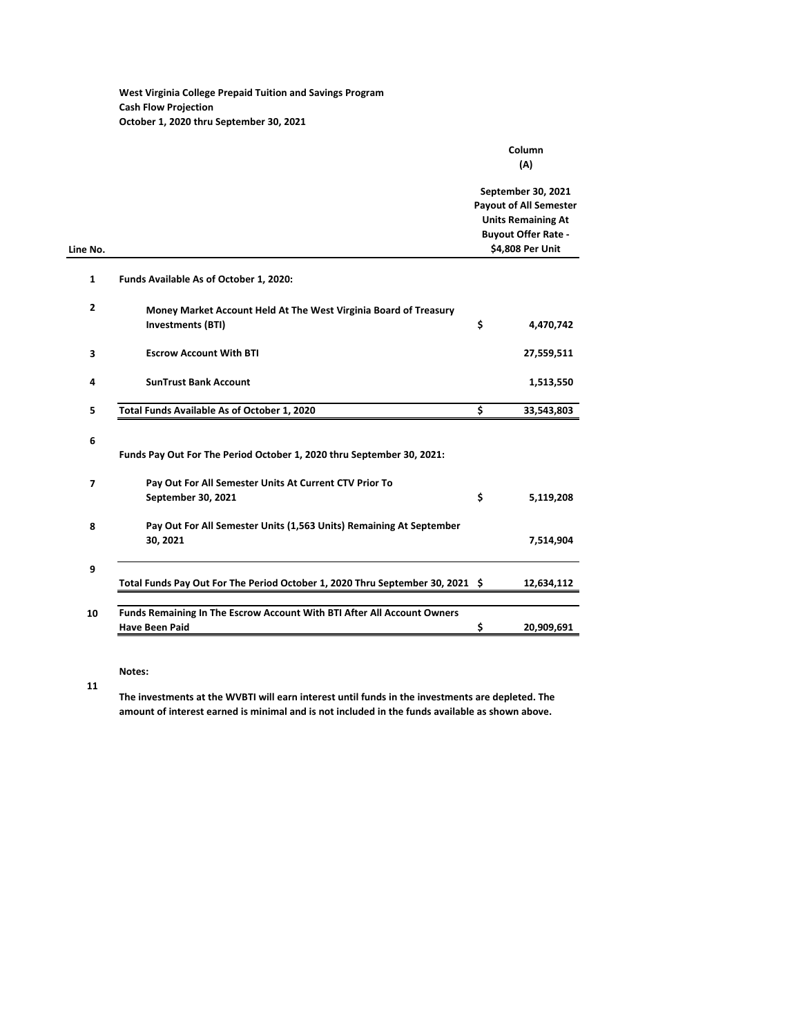**West Virginia College Prepaid Tuition and Savings Program**
**Cash Flow Projection**
**October 1, 2020 thru September 30, 2021**

| Line No. | | | Column (A) September 30, 2021 Payout of All Semester Units Remaining At Buyout Offer Rate - $4,808 Per Unit |
|---|---|---|---|
| 1 | **Funds Available As of October 1, 2020:** | | |
| 2 | Money Market Account Held At The West Virginia Board of Treasury Investments (BTI) | $ | 4,470,742 |
| 3 | Escrow Account With BTI | | 27,559,511 |
| 4 | SunTrust Bank Account | | 1,513,550 |
| 5 | **Total Funds Available As of October 1, 2020** | $ | 33,543,803 |
| 6 | **Funds Pay Out For The Period October 1, 2020 thru September 30, 2021:** | | |
| 7 | Pay Out For All Semester Units At Current CTV Prior To September 30, 2021 | $ | 5,119,208 |
| 8 | Pay Out For All Semester Units (1,563 Units) Remaining At September 30, 2021 | | 7,514,904 |
| 9 | **Total Funds Pay Out For The Period October 1, 2020 Thru September 30, 2021** | $ | 12,634,112 |
| 10 | **Funds Remaining In The Escrow Account With BTI After All Account Owners Have Been Paid** | $ | 20,909,691 |

**Notes:**

11 The investments at the WVBTI will earn interest until funds in the investments are depleted. The amount of interest earned is minimal and is not included in the funds available as shown above.